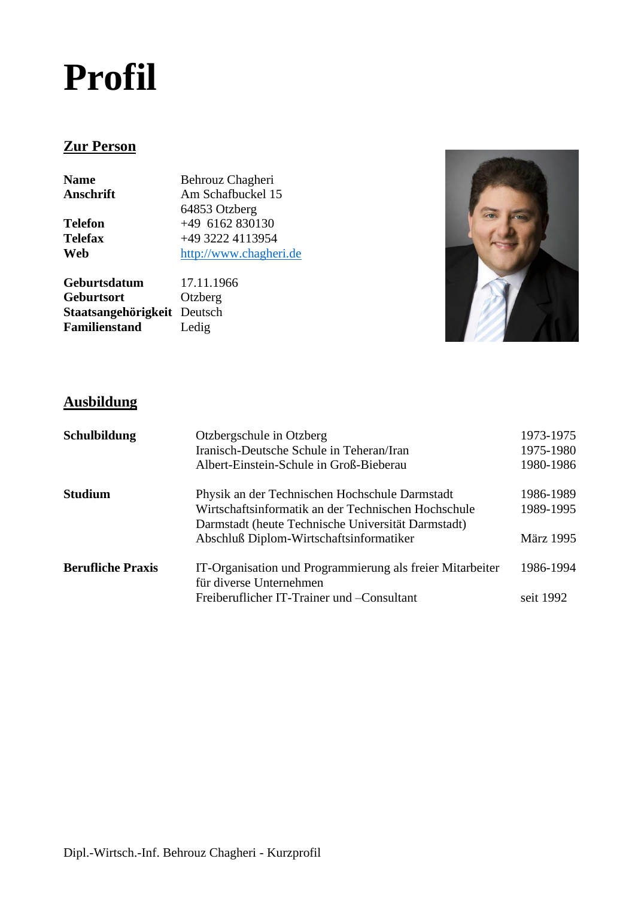# Profil

## Zur Person

| | |
|---|---|
| **Name** | Behrouz Chagheri |
| **Anschrift** | Am Schafbuckel 15<br>64853 Otzberg |
| **Telefon** | +49  6162 830130 |
| **Telefax** | +49 3222 4113954 |
| **Web** | http://www.chagheri.de |
| **Geburtsdatum** | 17.11.1966 |
| **Geburtsort** | Otzberg |
| **Staatsangehörigkeit** | Deutsch |
| **Familienstand** | Ledig |

## Ausbildung

| | | |
|---|---|---|
| **Schulbildung** | Otzbergschule in Otzberg | 1973-1975 |
| | Iranisch-Deutsche Schule in Teheran/Iran | 1975-1980 |
| | Albert-Einstein-Schule in Groß-Bieberau | 1980-1986 |
| **Studium** | Physik an der Technischen Hochschule Darmstadt | 1986-1989 |
| | Wirtschaftsinformatik an der Technischen Hochschule Darmstadt (heute Technische Universität Darmstadt) | 1989-1995 |
| | Abschluß Diplom-Wirtschaftsinformatiker | März 1995 |
| **Berufliche Praxis** | IT-Organisation und Programmierung als freier Mitarbeiter für diverse Unternehmen | 1986-1994 |
| | Freiberuflicher IT-Trainer und –Consultant | seit 1992 |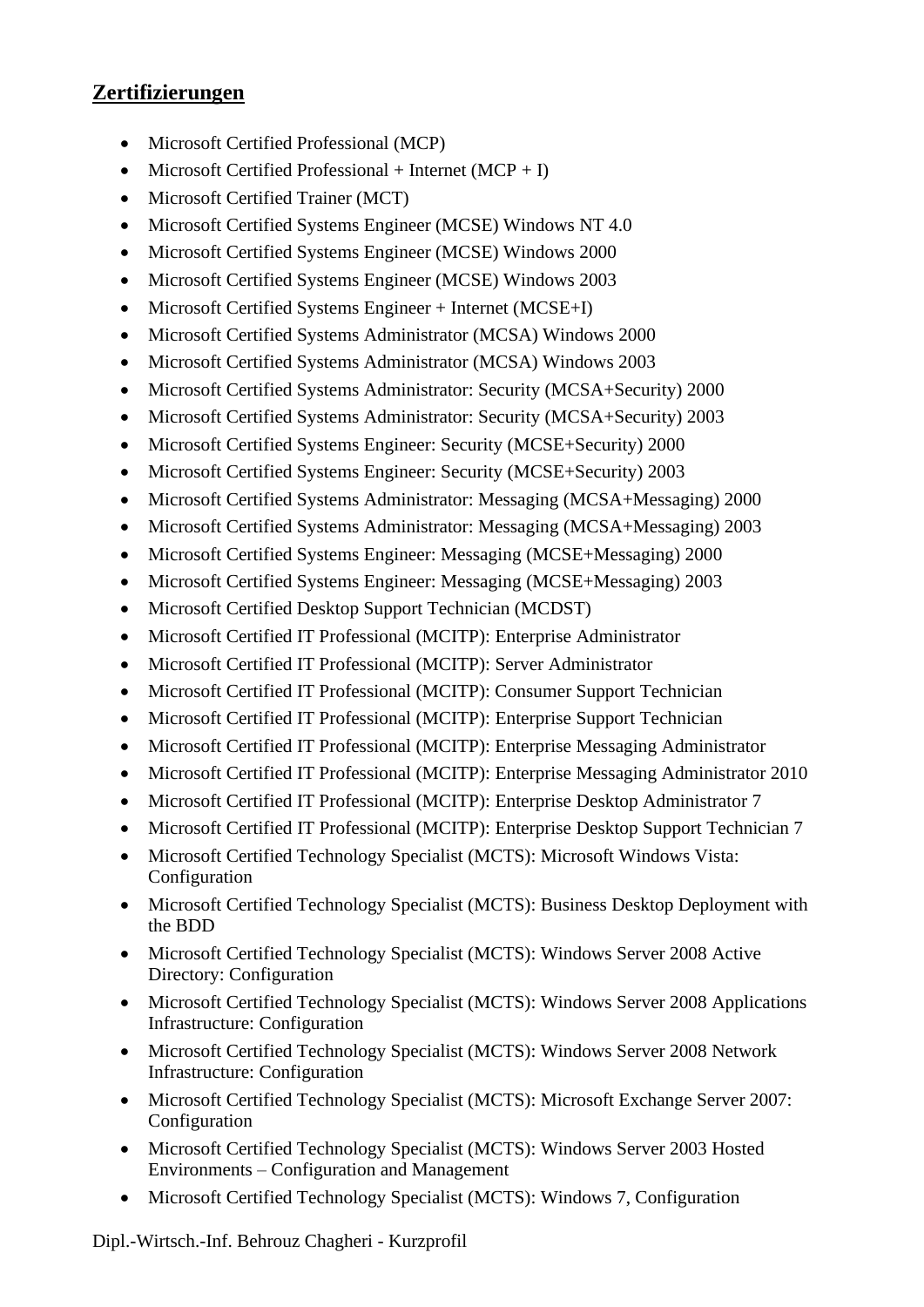## Zertifizierungen

- Microsoft Certified Professional (MCP)
- Microsoft Certified Professional + Internet (MCP + I)
- Microsoft Certified Trainer (MCT)
- Microsoft Certified Systems Engineer (MCSE) Windows NT 4.0
- Microsoft Certified Systems Engineer (MCSE) Windows 2000
- Microsoft Certified Systems Engineer (MCSE) Windows 2003
- Microsoft Certified Systems Engineer + Internet (MCSE+I)
- Microsoft Certified Systems Administrator (MCSA) Windows 2000
- Microsoft Certified Systems Administrator (MCSA) Windows 2003
- Microsoft Certified Systems Administrator: Security (MCSA+Security) 2000
- Microsoft Certified Systems Administrator: Security (MCSA+Security) 2003
- Microsoft Certified Systems Engineer: Security (MCSE+Security) 2000
- Microsoft Certified Systems Engineer: Security (MCSE+Security) 2003
- Microsoft Certified Systems Administrator: Messaging (MCSA+Messaging) 2000
- Microsoft Certified Systems Administrator: Messaging (MCSA+Messaging) 2003
- Microsoft Certified Systems Engineer: Messaging (MCSE+Messaging) 2000
- Microsoft Certified Systems Engineer: Messaging (MCSE+Messaging) 2003
- Microsoft Certified Desktop Support Technician (MCDST)
- Microsoft Certified IT Professional (MCITP): Enterprise Administrator
- Microsoft Certified IT Professional (MCITP): Server Administrator
- Microsoft Certified IT Professional (MCITP): Consumer Support Technician
- Microsoft Certified IT Professional (MCITP): Enterprise Support Technician
- Microsoft Certified IT Professional (MCITP): Enterprise Messaging Administrator
- Microsoft Certified IT Professional (MCITP): Enterprise Messaging Administrator 2010
- Microsoft Certified IT Professional (MCITP): Enterprise Desktop Administrator 7
- Microsoft Certified IT Professional (MCITP): Enterprise Desktop Support Technician 7
- Microsoft Certified Technology Specialist (MCTS): Microsoft Windows Vista: Configuration
- Microsoft Certified Technology Specialist (MCTS): Business Desktop Deployment with the BDD
- Microsoft Certified Technology Specialist (MCTS): Windows Server 2008 Active Directory: Configuration
- Microsoft Certified Technology Specialist (MCTS): Windows Server 2008 Applications Infrastructure: Configuration
- Microsoft Certified Technology Specialist (MCTS): Windows Server 2008 Network Infrastructure: Configuration
- Microsoft Certified Technology Specialist (MCTS): Microsoft Exchange Server 2007: Configuration
- Microsoft Certified Technology Specialist (MCTS): Windows Server 2003 Hosted Environments – Configuration and Management
- Microsoft Certified Technology Specialist (MCTS): Windows 7, Configuration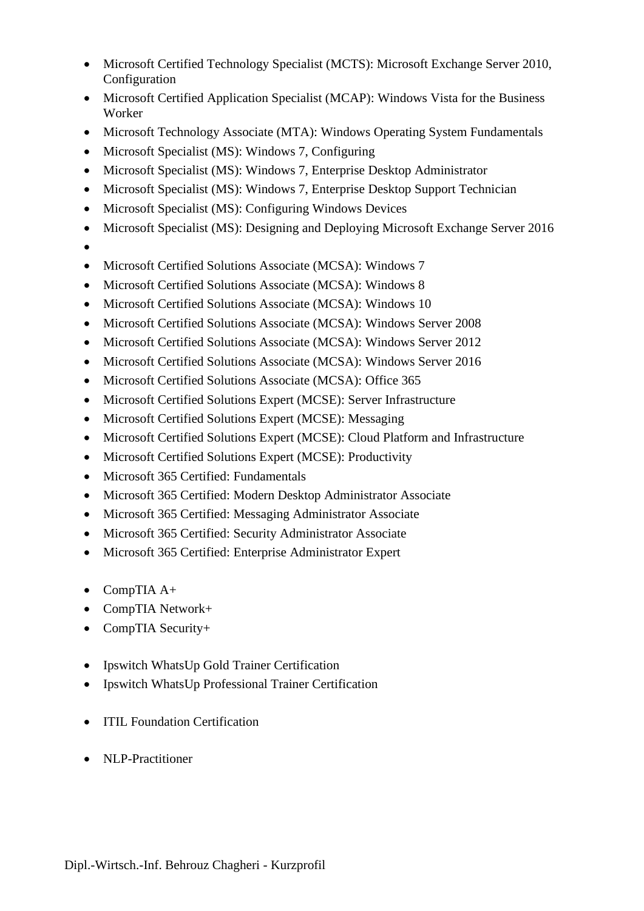- Microsoft Certified Technology Specialist (MCTS): Microsoft Exchange Server 2010, Configuration
- Microsoft Certified Application Specialist (MCAP): Windows Vista for the Business Worker
- Microsoft Technology Associate (MTA): Windows Operating System Fundamentals
- Microsoft Specialist (MS): Windows 7, Configuring
- Microsoft Specialist (MS): Windows 7, Enterprise Desktop Administrator
- Microsoft Specialist (MS): Windows 7, Enterprise Desktop Support Technician
- Microsoft Specialist (MS): Configuring Windows Devices
- Microsoft Specialist (MS): Designing and Deploying Microsoft Exchange Server 2016
- Microsoft Certified Solutions Associate (MCSA): Windows 7
- Microsoft Certified Solutions Associate (MCSA): Windows 8
- Microsoft Certified Solutions Associate (MCSA): Windows 10
- Microsoft Certified Solutions Associate (MCSA): Windows Server 2008
- Microsoft Certified Solutions Associate (MCSA): Windows Server 2012
- Microsoft Certified Solutions Associate (MCSA): Windows Server 2016
- Microsoft Certified Solutions Associate (MCSA): Office 365
- Microsoft Certified Solutions Expert (MCSE): Server Infrastructure
- Microsoft Certified Solutions Expert (MCSE): Messaging
- Microsoft Certified Solutions Expert (MCSE): Cloud Platform and Infrastructure
- Microsoft Certified Solutions Expert (MCSE): Productivity
- Microsoft 365 Certified: Fundamentals
- Microsoft 365 Certified: Modern Desktop Administrator Associate
- Microsoft 365 Certified: Messaging Administrator Associate
- Microsoft 365 Certified: Security Administrator Associate
- Microsoft 365 Certified: Enterprise Administrator Expert

- CompTIA A+
- CompTIA Network+
- CompTIA Security+

- Ipswitch WhatsUp Gold Trainer Certification
- Ipswitch WhatsUp Professional Trainer Certification

- ITIL Foundation Certification

- NLP-Practitioner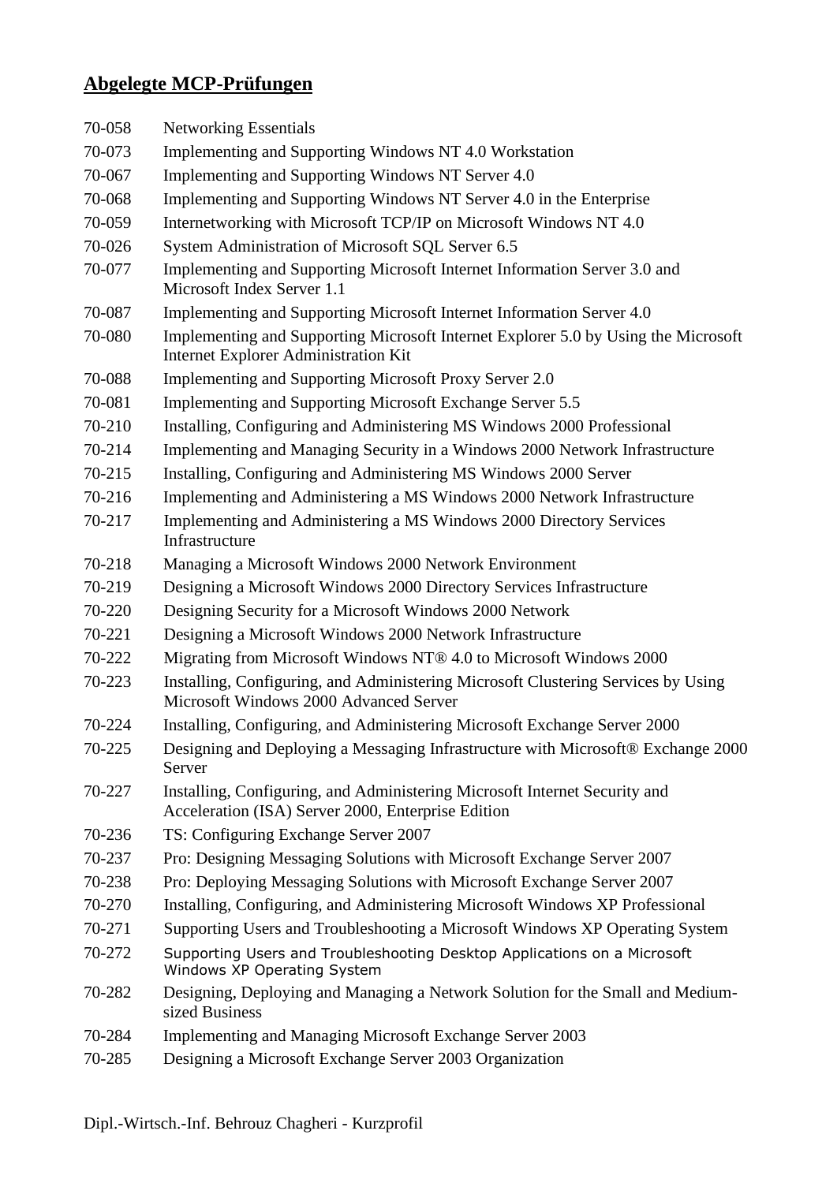## Abgelegte MCP-Prüfungen

| | |
|---|---|
| 70-058 | Networking Essentials |
| 70-073 | Implementing and Supporting Windows NT 4.0 Workstation |
| 70-067 | Implementing and Supporting Windows NT Server 4.0 |
| 70-068 | Implementing and Supporting Windows NT Server 4.0 in the Enterprise |
| 70-059 | Internetworking with Microsoft TCP/IP on Microsoft Windows NT 4.0 |
| 70-026 | System Administration of Microsoft SQL Server 6.5 |
| 70-077 | Implementing and Supporting Microsoft Internet Information Server 3.0 and Microsoft Index Server 1.1 |
| 70-087 | Implementing and Supporting Microsoft Internet Information Server 4.0 |
| 70-080 | Implementing and Supporting Microsoft Internet Explorer 5.0 by Using the Microsoft Internet Explorer Administration Kit |
| 70-088 | Implementing and Supporting Microsoft Proxy Server 2.0 |
| 70-081 | Implementing and Supporting Microsoft Exchange Server 5.5 |
| 70-210 | Installing, Configuring and Administering MS Windows 2000 Professional |
| 70-214 | Implementing and Managing Security in a Windows 2000 Network Infrastructure |
| 70-215 | Installing, Configuring and Administering MS Windows 2000 Server |
| 70-216 | Implementing and Administering a MS Windows 2000 Network Infrastructure |
| 70-217 | Implementing and Administering a MS Windows 2000 Directory Services Infrastructure |
| 70-218 | Managing a Microsoft Windows 2000 Network Environment |
| 70-219 | Designing a Microsoft Windows 2000 Directory Services Infrastructure |
| 70-220 | Designing Security for a Microsoft Windows 2000 Network |
| 70-221 | Designing a Microsoft Windows 2000 Network Infrastructure |
| 70-222 | Migrating from Microsoft Windows NT® 4.0 to Microsoft Windows 2000 |
| 70-223 | Installing, Configuring, and Administering Microsoft Clustering Services by Using Microsoft Windows 2000 Advanced Server |
| 70-224 | Installing, Configuring, and Administering Microsoft Exchange Server 2000 |
| 70-225 | Designing and Deploying a Messaging Infrastructure with Microsoft® Exchange 2000 Server |
| 70-227 | Installing, Configuring, and Administering Microsoft Internet Security and Acceleration (ISA) Server 2000, Enterprise Edition |
| 70-236 | TS: Configuring Exchange Server 2007 |
| 70-237 | Pro: Designing Messaging Solutions with Microsoft Exchange Server 2007 |
| 70-238 | Pro: Deploying Messaging Solutions with Microsoft Exchange Server 2007 |
| 70-270 | Installing, Configuring, and Administering Microsoft Windows XP Professional |
| 70-271 | Supporting Users and Troubleshooting a Microsoft Windows XP Operating System |
| 70-272 | Supporting Users and Troubleshooting Desktop Applications on a Microsoft Windows XP Operating System |
| 70-282 | Designing, Deploying and Managing a Network Solution for the Small and Medium-sized Business |
| 70-284 | Implementing and Managing Microsoft Exchange Server 2003 |
| 70-285 | Designing a Microsoft Exchange Server 2003 Organization |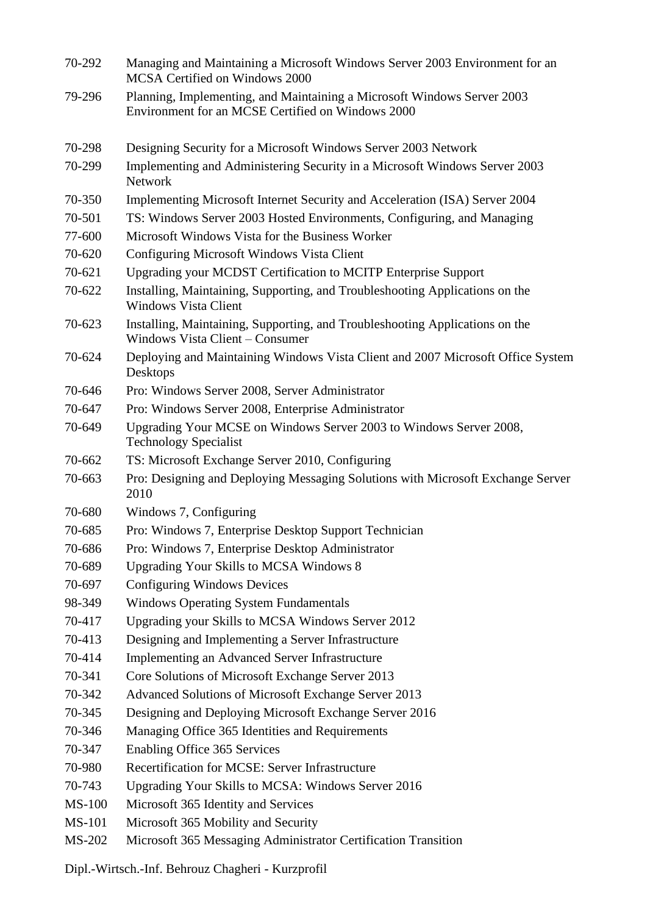| | |
|---|---|
| 70-292 | Managing and Maintaining a Microsoft Windows Server 2003 Environment for an MCSA Certified on Windows 2000 |
| 79-296 | Planning, Implementing, and Maintaining a Microsoft Windows Server 2003 Environment for an MCSE Certified on Windows 2000 |
| 70-298 | Designing Security for a Microsoft Windows Server 2003 Network |
| 70-299 | Implementing and Administering Security in a Microsoft Windows Server 2003 Network |
| 70-350 | Implementing Microsoft Internet Security and Acceleration (ISA) Server 2004 |
| 70-501 | TS: Windows Server 2003 Hosted Environments, Configuring, and Managing |
| 77-600 | Microsoft Windows Vista for the Business Worker |
| 70-620 | Configuring Microsoft Windows Vista Client |
| 70-621 | Upgrading your MCDST Certification to MCITP Enterprise Support |
| 70-622 | Installing, Maintaining, Supporting, and Troubleshooting Applications on the Windows Vista Client |
| 70-623 | Installing, Maintaining, Supporting, and Troubleshooting Applications on the Windows Vista Client – Consumer |
| 70-624 | Deploying and Maintaining Windows Vista Client and 2007 Microsoft Office System Desktops |
| 70-646 | Pro: Windows Server 2008, Server Administrator |
| 70-647 | Pro: Windows Server 2008, Enterprise Administrator |
| 70-649 | Upgrading Your MCSE on Windows Server 2003 to Windows Server 2008, Technology Specialist |
| 70-662 | TS: Microsoft Exchange Server 2010, Configuring |
| 70-663 | Pro: Designing and Deploying Messaging Solutions with Microsoft Exchange Server 2010 |
| 70-680 | Windows 7, Configuring |
| 70-685 | Pro: Windows 7, Enterprise Desktop Support Technician |
| 70-686 | Pro: Windows 7, Enterprise Desktop Administrator |
| 70-689 | Upgrading Your Skills to MCSA Windows 8 |
| 70-697 | Configuring Windows Devices |
| 98-349 | Windows Operating System Fundamentals |
| 70-417 | Upgrading your Skills to MCSA Windows Server 2012 |
| 70-413 | Designing and Implementing a Server Infrastructure |
| 70-414 | Implementing an Advanced Server Infrastructure |
| 70-341 | Core Solutions of Microsoft Exchange Server 2013 |
| 70-342 | Advanced Solutions of Microsoft Exchange Server 2013 |
| 70-345 | Designing and Deploying Microsoft Exchange Server 2016 |
| 70-346 | Managing Office 365 Identities and Requirements |
| 70-347 | Enabling Office 365 Services |
| 70-980 | Recertification for MCSE: Server Infrastructure |
| 70-743 | Upgrading Your Skills to MCSA: Windows Server 2016 |
| MS-100 | Microsoft 365 Identity and Services |
| MS-101 | Microsoft 365 Mobility and Security |
| MS-202 | Microsoft 365 Messaging Administrator Certification Transition |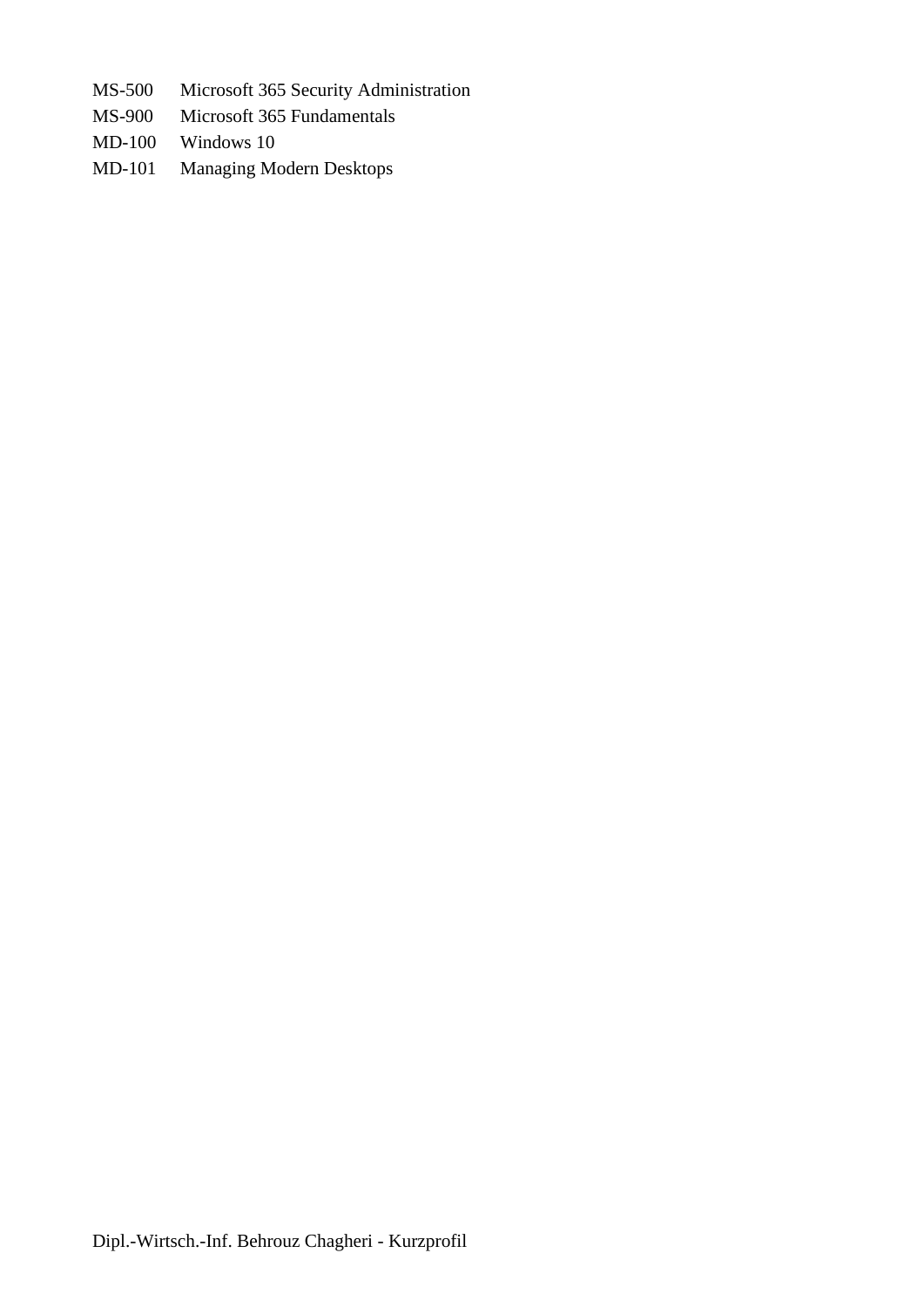| | |
|---|---|
| MS-500 | Microsoft 365 Security Administration |
| MS-900 | Microsoft 365 Fundamentals |
| MD-100 | Windows 10 |
| MD-101 | Managing Modern Desktops |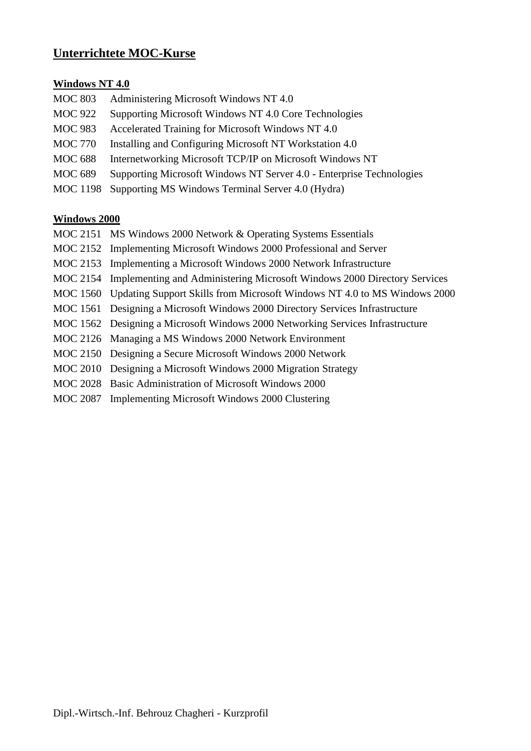## Unterrichtete MOC-Kurse

### Windows NT 4.0

MOC 803 Administering Microsoft Windows NT 4.0
MOC 922 Supporting Microsoft Windows NT 4.0 Core Technologies
MOC 983 Accelerated Training for Microsoft Windows NT 4.0
MOC 770 Installing and Configuring Microsoft NT Workstation 4.0
MOC 688 Internetworking Microsoft TCP/IP on Microsoft Windows NT
MOC 689 Supporting Microsoft Windows NT Server 4.0 - Enterprise Technologies
MOC 1198 Supporting MS Windows Terminal Server 4.0 (Hydra)

### Windows 2000

MOC 2151 MS Windows 2000 Network & Operating Systems Essentials
MOC 2152 Implementing Microsoft Windows 2000 Professional and Server
MOC 2153 Implementing a Microsoft Windows 2000 Network Infrastructure
MOC 2154 Implementing and Administering Microsoft Windows 2000 Directory Services
MOC 1560 Updating Support Skills from Microsoft Windows NT 4.0 to MS Windows 2000
MOC 1561 Designing a Microsoft Windows 2000 Directory Services Infrastructure
MOC 1562 Designing a Microsoft Windows 2000 Networking Services Infrastructure
MOC 2126 Managing a MS Windows 2000 Network Environment
MOC 2150 Designing a Secure Microsoft Windows 2000 Network
MOC 2010 Designing a Microsoft Windows 2000 Migration Strategy
MOC 2028 Basic Administration of Microsoft Windows 2000
MOC 2087 Implementing Microsoft Windows 2000 Clustering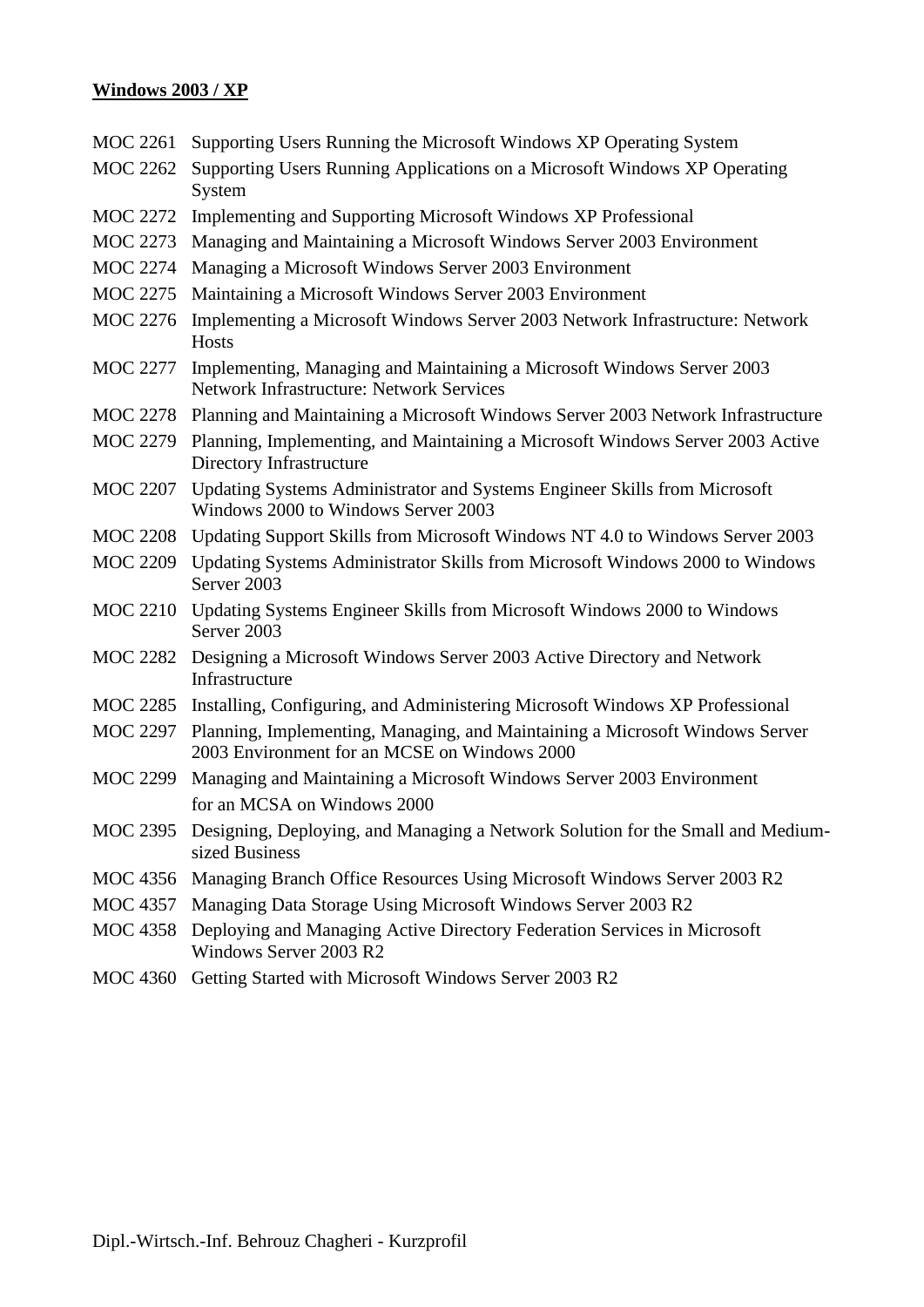**Windows 2003 / XP**

| | |
|---|---|
| MOC 2261 | Supporting Users Running the Microsoft Windows XP Operating System |
| MOC 2262 | Supporting Users Running Applications on a Microsoft Windows XP Operating System |
| MOC 2272 | Implementing and Supporting Microsoft Windows XP Professional |
| MOC 2273 | Managing and Maintaining a Microsoft Windows Server 2003 Environment |
| MOC 2274 | Managing a Microsoft Windows Server 2003 Environment |
| MOC 2275 | Maintaining a Microsoft Windows Server 2003 Environment |
| MOC 2276 | Implementing a Microsoft Windows Server 2003 Network Infrastructure: Network Hosts |
| MOC 2277 | Implementing, Managing and Maintaining a Microsoft Windows Server 2003 Network Infrastructure: Network Services |
| MOC 2278 | Planning and Maintaining a Microsoft Windows Server 2003 Network Infrastructure |
| MOC 2279 | Planning, Implementing, and Maintaining a Microsoft Windows Server 2003 Active Directory Infrastructure |
| MOC 2207 | Updating Systems Administrator and Systems Engineer Skills from Microsoft Windows 2000 to Windows Server 2003 |
| MOC 2208 | Updating Support Skills from Microsoft Windows NT 4.0 to Windows Server 2003 |
| MOC 2209 | Updating Systems Administrator Skills from Microsoft Windows 2000 to Windows Server 2003 |
| MOC 2210 | Updating Systems Engineer Skills from Microsoft Windows 2000 to Windows Server 2003 |
| MOC 2282 | Designing a Microsoft Windows Server 2003 Active Directory and Network Infrastructure |
| MOC 2285 | Installing, Configuring, and Administering Microsoft Windows XP Professional |
| MOC 2297 | Planning, Implementing, Managing, and Maintaining a Microsoft Windows Server 2003 Environment for an MCSE on Windows 2000 |
| MOC 2299 | Managing and Maintaining a Microsoft Windows Server 2003 Environment for an MCSA on Windows 2000 |
| MOC 2395 | Designing, Deploying, and Managing a Network Solution for the Small and Medium-sized Business |
| MOC 4356 | Managing Branch Office Resources Using Microsoft Windows Server 2003 R2 |
| MOC 4357 | Managing Data Storage Using Microsoft Windows Server 2003 R2 |
| MOC 4358 | Deploying and Managing Active Directory Federation Services in Microsoft Windows Server 2003 R2 |
| MOC 4360 | Getting Started with Microsoft Windows Server 2003 R2 |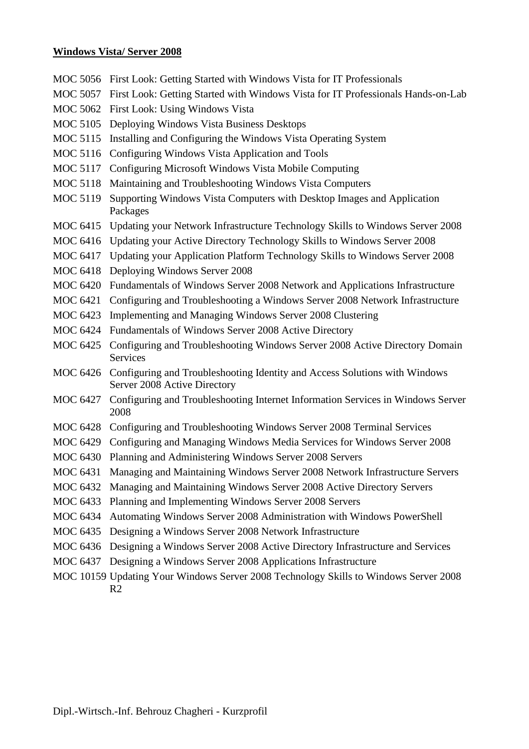**Windows Vista/ Server 2008**

MOC 5056 First Look: Getting Started with Windows Vista for IT Professionals
MOC 5057 First Look: Getting Started with Windows Vista for IT Professionals Hands-on-Lab
MOC 5062 First Look: Using Windows Vista
MOC 5105 Deploying Windows Vista Business Desktops
MOC 5115 Installing and Configuring the Windows Vista Operating System
MOC 5116 Configuring Windows Vista Application and Tools
MOC 5117 Configuring Microsoft Windows Vista Mobile Computing
MOC 5118 Maintaining and Troubleshooting Windows Vista Computers
MOC 5119 Supporting Windows Vista Computers with Desktop Images and Application Packages
MOC 6415 Updating your Network Infrastructure Technology Skills to Windows Server 2008
MOC 6416 Updating your Active Directory Technology Skills to Windows Server 2008
MOC 6417 Updating your Application Platform Technology Skills to Windows Server 2008
MOC 6418 Deploying Windows Server 2008
MOC 6420 Fundamentals of Windows Server 2008 Network and Applications Infrastructure
MOC 6421 Configuring and Troubleshooting a Windows Server 2008 Network Infrastructure
MOC 6423 Implementing and Managing Windows Server 2008 Clustering
MOC 6424 Fundamentals of Windows Server 2008 Active Directory
MOC 6425 Configuring and Troubleshooting Windows Server 2008 Active Directory Domain Services
MOC 6426 Configuring and Troubleshooting Identity and Access Solutions with Windows Server 2008 Active Directory
MOC 6427 Configuring and Troubleshooting Internet Information Services in Windows Server 2008
MOC 6428 Configuring and Troubleshooting Windows Server 2008 Terminal Services
MOC 6429 Configuring and Managing Windows Media Services for Windows Server 2008
MOC 6430 Planning and Administering Windows Server 2008 Servers
MOC 6431 Managing and Maintaining Windows Server 2008 Network Infrastructure Servers
MOC 6432 Managing and Maintaining Windows Server 2008 Active Directory Servers
MOC 6433 Planning and Implementing Windows Server 2008 Servers
MOC 6434 Automating Windows Server 2008 Administration with Windows PowerShell
MOC 6435 Designing a Windows Server 2008 Network Infrastructure
MOC 6436 Designing a Windows Server 2008 Active Directory Infrastructure and Services
MOC 6437 Designing a Windows Server 2008 Applications Infrastructure
MOC 10159 Updating Your Windows Server 2008 Technology Skills to Windows Server 2008 R2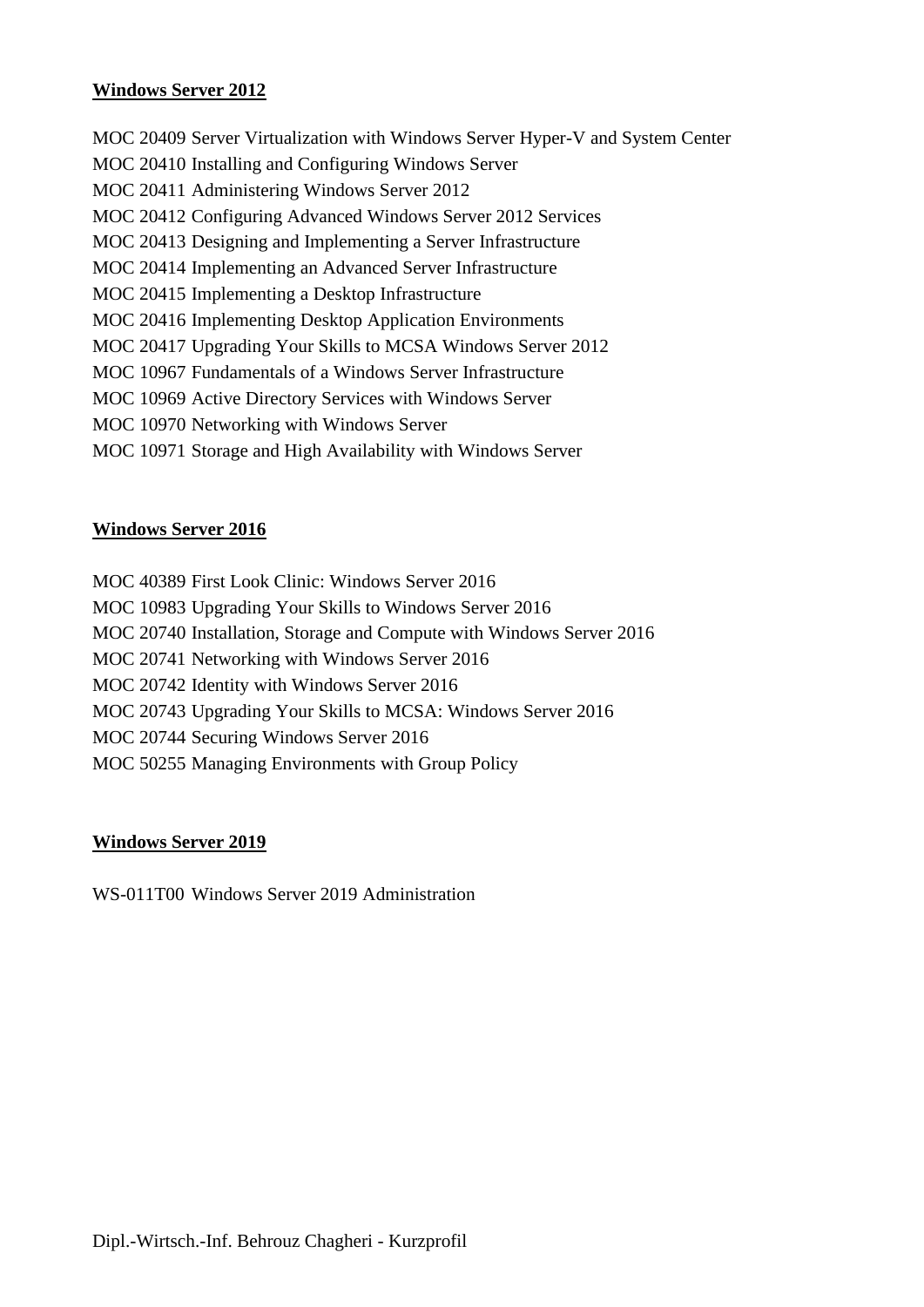**Windows Server 2012**

MOC 20409 Server Virtualization with Windows Server Hyper-V and System Center
MOC 20410 Installing and Configuring Windows Server
MOC 20411 Administering Windows Server 2012
MOC 20412 Configuring Advanced Windows Server 2012 Services
MOC 20413 Designing and Implementing a Server Infrastructure
MOC 20414 Implementing an Advanced Server Infrastructure
MOC 20415 Implementing a Desktop Infrastructure
MOC 20416 Implementing Desktop Application Environments
MOC 20417 Upgrading Your Skills to MCSA Windows Server 2012
MOC 10967 Fundamentals of a Windows Server Infrastructure
MOC 10969 Active Directory Services with Windows Server
MOC 10970 Networking with Windows Server
MOC 10971 Storage and High Availability with Windows Server

**Windows Server 2016**

MOC 40389 First Look Clinic: Windows Server 2016
MOC 10983 Upgrading Your Skills to Windows Server 2016
MOC 20740 Installation, Storage and Compute with Windows Server 2016
MOC 20741 Networking with Windows Server 2016
MOC 20742 Identity with Windows Server 2016
MOC 20743 Upgrading Your Skills to MCSA: Windows Server 2016
MOC 20744 Securing Windows Server 2016
MOC 50255 Managing Environments with Group Policy

**Windows Server 2019**

WS-011T00 Windows Server 2019 Administration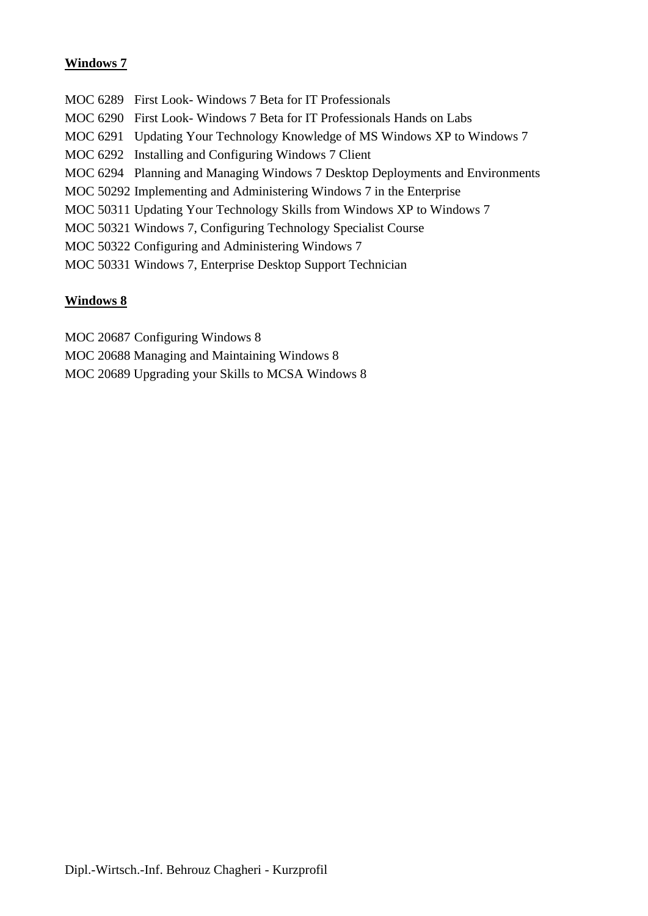**Windows 7**

MOC 6289 First Look- Windows 7 Beta for IT Professionals
MOC 6290 First Look- Windows 7 Beta for IT Professionals Hands on Labs
MOC 6291 Updating Your Technology Knowledge of MS Windows XP to Windows 7
MOC 6292 Installing and Configuring Windows 7 Client
MOC 6294 Planning and Managing Windows 7 Desktop Deployments and Environments
MOC 50292 Implementing and Administering Windows 7 in the Enterprise
MOC 50311 Updating Your Technology Skills from Windows XP to Windows 7
MOC 50321 Windows 7, Configuring Technology Specialist Course
MOC 50322 Configuring and Administering Windows 7
MOC 50331 Windows 7, Enterprise Desktop Support Technician

**Windows 8**

MOC 20687 Configuring Windows 8
MOC 20688 Managing and Maintaining Windows 8
MOC 20689 Upgrading your Skills to MCSA Windows 8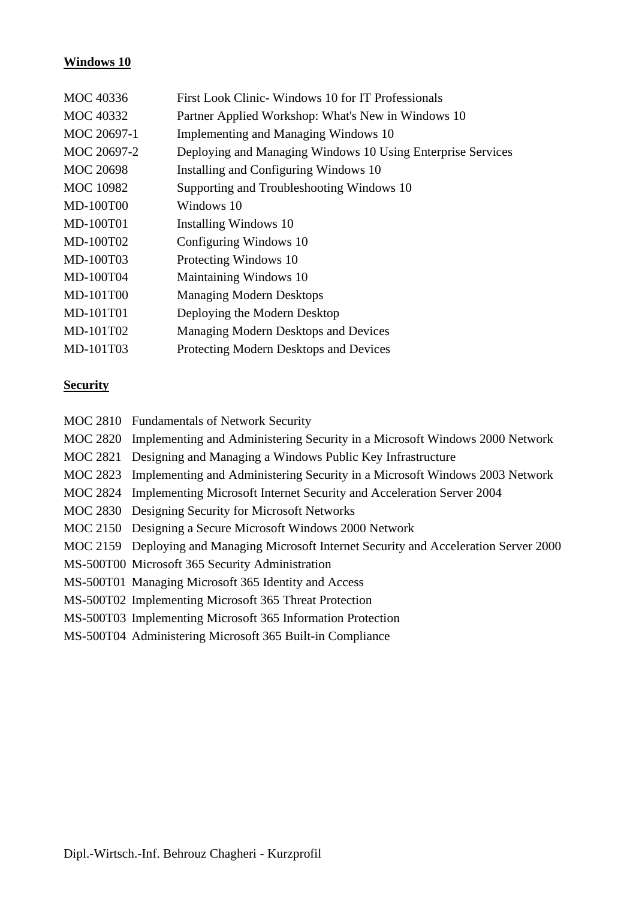**Windows 10**

| | |
|---|---|
| MOC 40336 | First Look Clinic- Windows 10 for IT Professionals |
| MOC 40332 | Partner Applied Workshop: What's New in Windows 10 |
| MOC 20697-1 | Implementing and Managing Windows 10 |
| MOC 20697-2 | Deploying and Managing Windows 10 Using Enterprise Services |
| MOC 20698 | Installing and Configuring Windows 10 |
| MOC 10982 | Supporting and Troubleshooting Windows 10 |
| MD-100T00 | Windows 10 |
| MD-100T01 | Installing Windows 10 |
| MD-100T02 | Configuring Windows 10 |
| MD-100T03 | Protecting Windows 10 |
| MD-100T04 | Maintaining Windows 10 |
| MD-101T00 | Managing Modern Desktops |
| MD-101T01 | Deploying the Modern Desktop |
| MD-101T02 | Managing Modern Desktops and Devices |
| MD-101T03 | Protecting Modern Desktops and Devices |

**Security**

| | |
|---|---|
| MOC 2810 | Fundamentals of Network Security |
| MOC 2820 | Implementing and Administering Security in a Microsoft Windows 2000 Network |
| MOC 2821 | Designing and Managing a Windows Public Key Infrastructure |
| MOC 2823 | Implementing and Administering Security in a Microsoft Windows 2003 Network |
| MOC 2824 | Implementing Microsoft Internet Security and Acceleration Server 2004 |
| MOC 2830 | Designing Security for Microsoft Networks |
| MOC 2150 | Designing a Secure Microsoft Windows 2000 Network |
| MOC 2159 | Deploying and Managing Microsoft Internet Security and Acceleration Server 2000 |
| MS-500T00 | Microsoft 365 Security Administration |
| MS-500T01 | Managing Microsoft 365 Identity and Access |
| MS-500T02 | Implementing Microsoft 365 Threat Protection |
| MS-500T03 | Implementing Microsoft 365 Information Protection |
| MS-500T04 | Administering Microsoft 365 Built-in Compliance |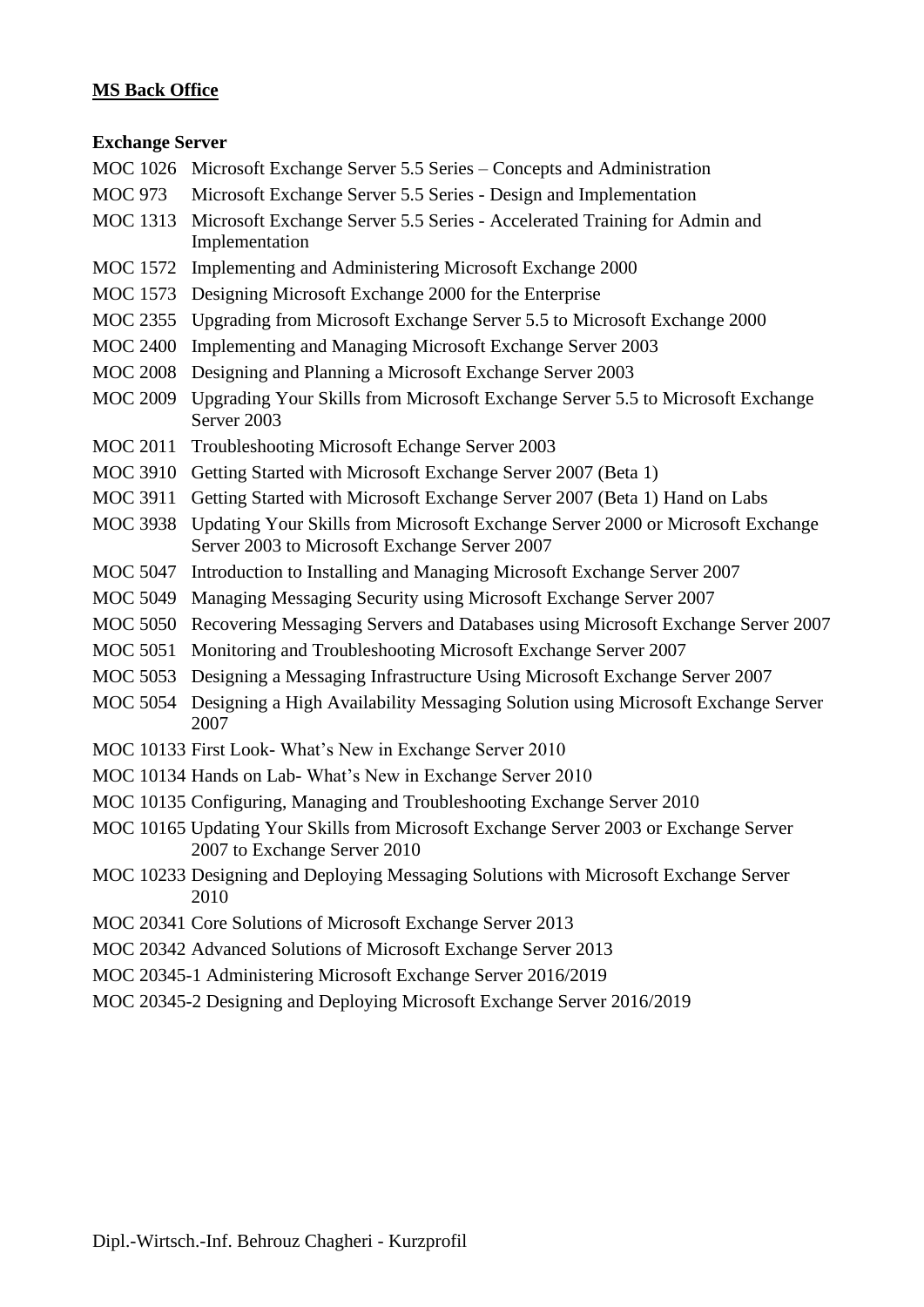**MS Back Office**

**Exchange Server**

MOC 1026 Microsoft Exchange Server 5.5 Series – Concepts and Administration
MOC 973 Microsoft Exchange Server 5.5 Series - Design and Implementation
MOC 1313 Microsoft Exchange Server 5.5 Series - Accelerated Training for Admin and Implementation
MOC 1572 Implementing and Administering Microsoft Exchange 2000
MOC 1573 Designing Microsoft Exchange 2000 for the Enterprise
MOC 2355 Upgrading from Microsoft Exchange Server 5.5 to Microsoft Exchange 2000
MOC 2400 Implementing and Managing Microsoft Exchange Server 2003
MOC 2008 Designing and Planning a Microsoft Exchange Server 2003
MOC 2009 Upgrading Your Skills from Microsoft Exchange Server 5.5 to Microsoft Exchange Server 2003
MOC 2011 Troubleshooting Microsoft Echange Server 2003
MOC 3910 Getting Started with Microsoft Exchange Server 2007 (Beta 1)
MOC 3911 Getting Started with Microsoft Exchange Server 2007 (Beta 1) Hand on Labs
MOC 3938 Updating Your Skills from Microsoft Exchange Server 2000 or Microsoft Exchange Server 2003 to Microsoft Exchange Server 2007
MOC 5047 Introduction to Installing and Managing Microsoft Exchange Server 2007
MOC 5049 Managing Messaging Security using Microsoft Exchange Server 2007
MOC 5050 Recovering Messaging Servers and Databases using Microsoft Exchange Server 2007
MOC 5051 Monitoring and Troubleshooting Microsoft Exchange Server 2007
MOC 5053 Designing a Messaging Infrastructure Using Microsoft Exchange Server 2007
MOC 5054 Designing a High Availability Messaging Solution using Microsoft Exchange Server 2007
MOC 10133 First Look- What's New in Exchange Server 2010
MOC 10134 Hands on Lab- What's New in Exchange Server 2010
MOC 10135 Configuring, Managing and Troubleshooting Exchange Server 2010
MOC 10165 Updating Your Skills from Microsoft Exchange Server 2003 or Exchange Server 2007 to Exchange Server 2010
MOC 10233 Designing and Deploying Messaging Solutions with Microsoft Exchange Server 2010
MOC 20341 Core Solutions of Microsoft Exchange Server 2013
MOC 20342 Advanced Solutions of Microsoft Exchange Server 2013
MOC 20345-1 Administering Microsoft Exchange Server 2016/2019
MOC 20345-2 Designing and Deploying Microsoft Exchange Server 2016/2019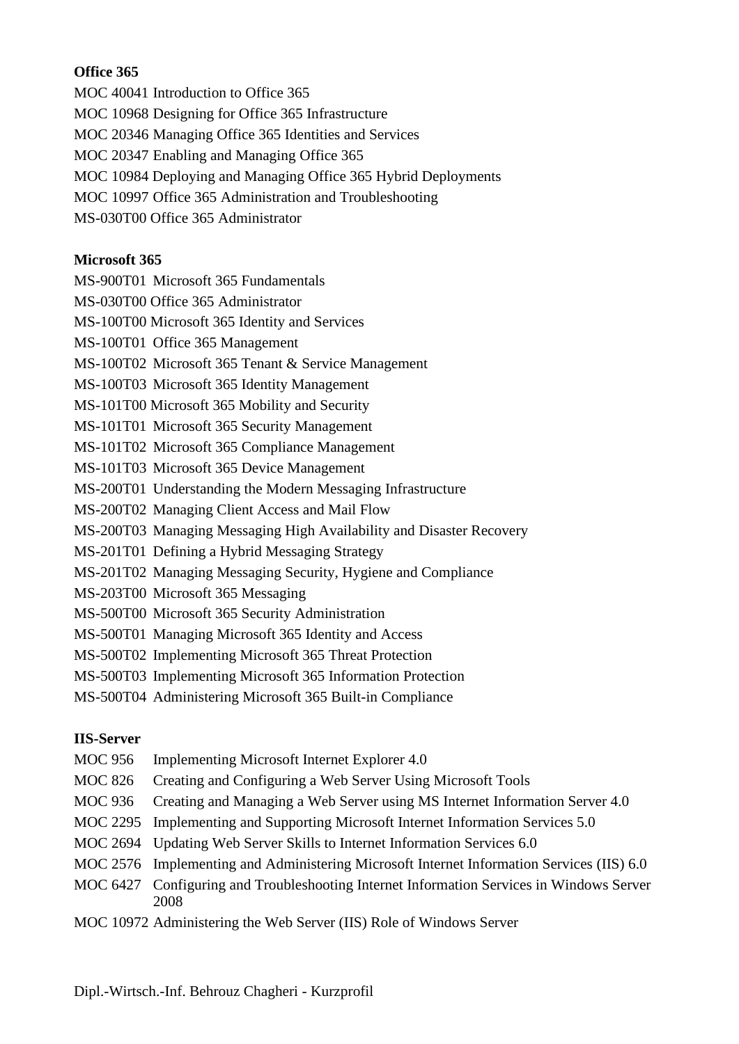**Office 365**

MOC 40041 Introduction to Office 365
MOC 10968 Designing for Office 365 Infrastructure
MOC 20346 Managing Office 365 Identities and Services
MOC 20347 Enabling and Managing Office 365
MOC 10984 Deploying and Managing Office 365 Hybrid Deployments
MOC 10997 Office 365 Administration and Troubleshooting
MS-030T00 Office 365 Administrator

**Microsoft 365**

MS-900T01 Microsoft 365 Fundamentals
MS-030T00 Office 365 Administrator
MS-100T00 Microsoft 365 Identity and Services
MS-100T01 Office 365 Management
MS-100T02 Microsoft 365 Tenant & Service Management
MS-100T03 Microsoft 365 Identity Management
MS-101T00 Microsoft 365 Mobility and Security
MS-101T01 Microsoft 365 Security Management
MS-101T02 Microsoft 365 Compliance Management
MS-101T03 Microsoft 365 Device Management
MS-200T01 Understanding the Modern Messaging Infrastructure
MS-200T02 Managing Client Access and Mail Flow
MS-200T03 Managing Messaging High Availability and Disaster Recovery
MS-201T01 Defining a Hybrid Messaging Strategy
MS-201T02 Managing Messaging Security, Hygiene and Compliance
MS-203T00 Microsoft 365 Messaging
MS-500T00 Microsoft 365 Security Administration
MS-500T01 Managing Microsoft 365 Identity and Access
MS-500T02 Implementing Microsoft 365 Threat Protection
MS-500T03 Implementing Microsoft 365 Information Protection
MS-500T04 Administering Microsoft 365 Built-in Compliance

**IIS-Server**

MOC 956 Implementing Microsoft Internet Explorer 4.0
MOC 826 Creating and Configuring a Web Server Using Microsoft Tools
MOC 936 Creating and Managing a Web Server using MS Internet Information Server 4.0
MOC 2295 Implementing and Supporting Microsoft Internet Information Services 5.0
MOC 2694 Updating Web Server Skills to Internet Information Services 6.0
MOC 2576 Implementing and Administering Microsoft Internet Information Services (IIS) 6.0
MOC 6427 Configuring and Troubleshooting Internet Information Services in Windows Server 2008
MOC 10972 Administering the Web Server (IIS) Role of Windows Server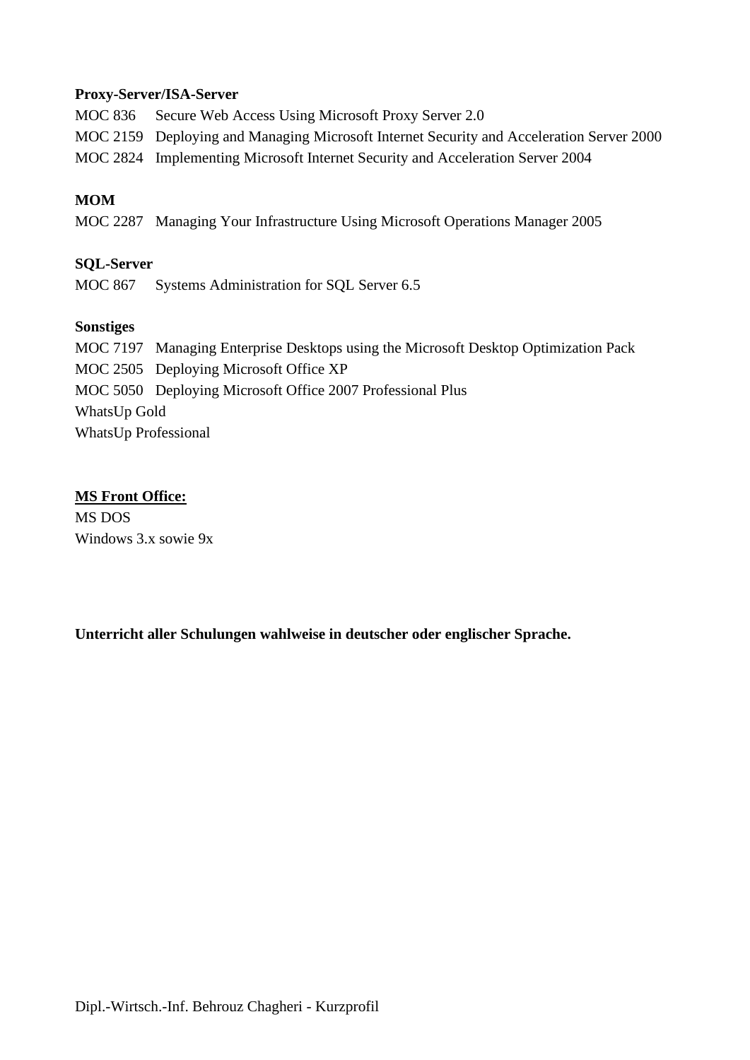**Proxy-Server/ISA-Server**

MOC 836 Secure Web Access Using Microsoft Proxy Server 2.0
MOC 2159 Deploying and Managing Microsoft Internet Security and Acceleration Server 2000
MOC 2824 Implementing Microsoft Internet Security and Acceleration Server 2004

**MOM**

MOC 2287 Managing Your Infrastructure Using Microsoft Operations Manager 2005

**SQL-Server**

MOC 867 Systems Administration for SQL Server 6.5

**Sonstiges**

MOC 7197 Managing Enterprise Desktops using the Microsoft Desktop Optimization Pack
MOC 2505 Deploying Microsoft Office XP
MOC 5050 Deploying Microsoft Office 2007 Professional Plus
WhatsUp Gold
WhatsUp Professional

**<u>MS Front Office:</u>**

MS DOS
Windows 3.x sowie 9x

**Unterricht aller Schulungen wahlweise in deutscher oder englischer Sprache.**